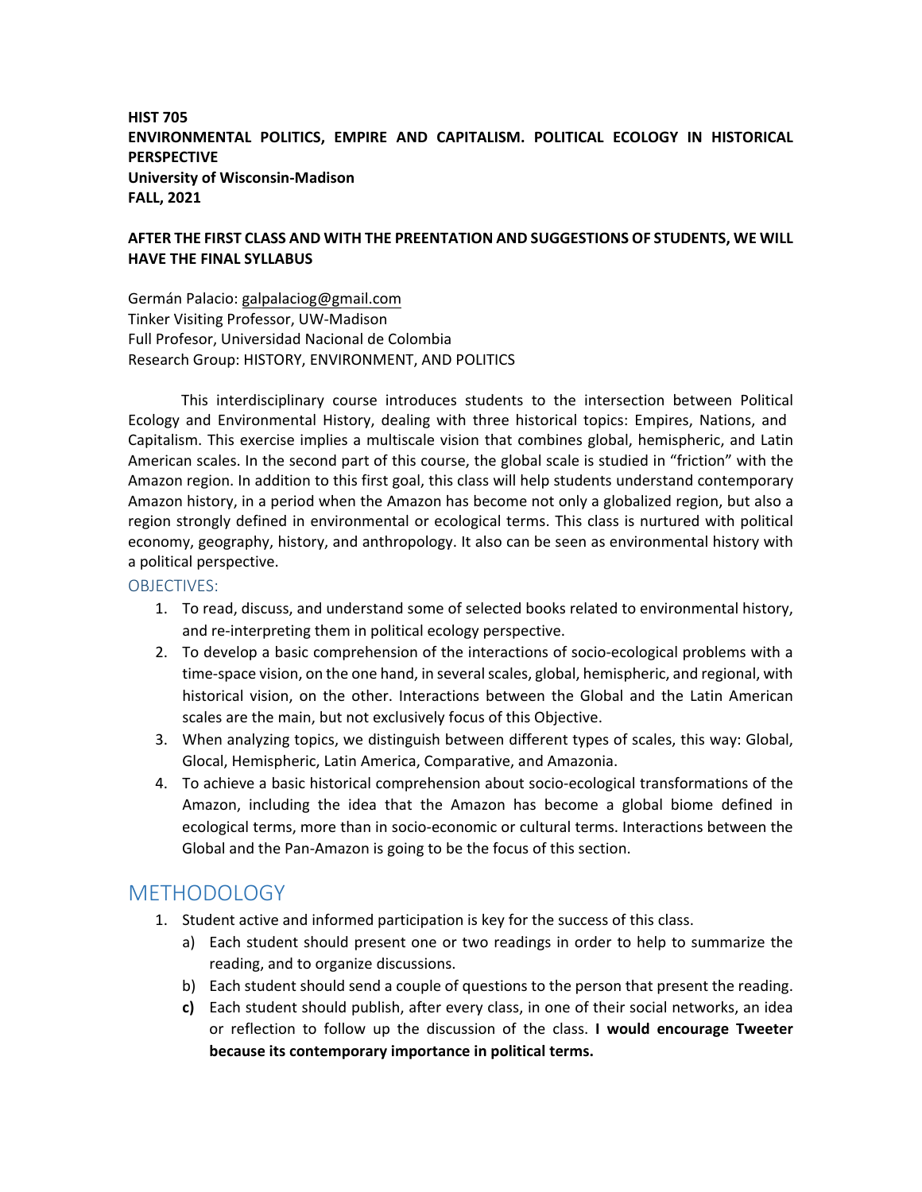**HIST 705**
**ENVIRONMENTAL POLITICS, EMPIRE AND CAPITALISM. POLITICAL ECOLOGY IN HISTORICAL PERSPECTIVE**
**University of Wisconsin-Madison**
**FALL, 2021**

**AFTER THE FIRST CLASS AND WITH THE PREENTATION AND SUGGESTIONS OF STUDENTS, WE WILL HAVE THE FINAL SYLLABUS**

Germán Palacio: galpalaciog@gmail.com
Tinker Visiting Professor, UW-Madison
Full Profesor, Universidad Nacional de Colombia
Research Group: HISTORY, ENVIRONMENT, AND POLITICS

This interdisciplinary course introduces students to the intersection between Political Ecology and Environmental History, dealing with three historical topics: Empires, Nations, and Capitalism. This exercise implies a multiscale vision that combines global, hemispheric, and Latin American scales. In the second part of this course, the global scale is studied in "friction" with the Amazon region. In addition to this first goal, this class will help students understand contemporary Amazon history, in a period when the Amazon has become not only a globalized region, but also a region strongly defined in environmental or ecological terms. This class is nurtured with political economy, geography, history, and anthropology. It also can be seen as environmental history with a political perspective.

### OBJECTIVES:

1. To read, discuss, and understand some of selected books related to environmental history, and re-interpreting them in political ecology perspective.
2. To develop a basic comprehension of the interactions of socio-ecological problems with a time-space vision, on the one hand, in several scales, global, hemispheric, and regional, with historical vision, on the other. Interactions between the Global and the Latin American scales are the main, but not exclusively focus of this Objective.
3. When analyzing topics, we distinguish between different types of scales, this way: Global, Glocal, Hemispheric, Latin America, Comparative, and Amazonia.
4. To achieve a basic historical comprehension about socio-ecological transformations of the Amazon, including the idea that the Amazon has become a global biome defined in ecological terms, more than in socio-economic or cultural terms. Interactions between the Global and the Pan-Amazon is going to be the focus of this section.

## METHODOLOGY

1. Student active and informed participation is key for the success of this class.
   a) Each student should present one or two readings in order to help to summarize the reading, and to organize discussions.
   b) Each student should send a couple of questions to the person that present the reading.
   **c)** Each student should publish, after every class, in one of their social networks, an idea or reflection to follow up the discussion of the class. **I would encourage Tweeter because its contemporary importance in political terms.**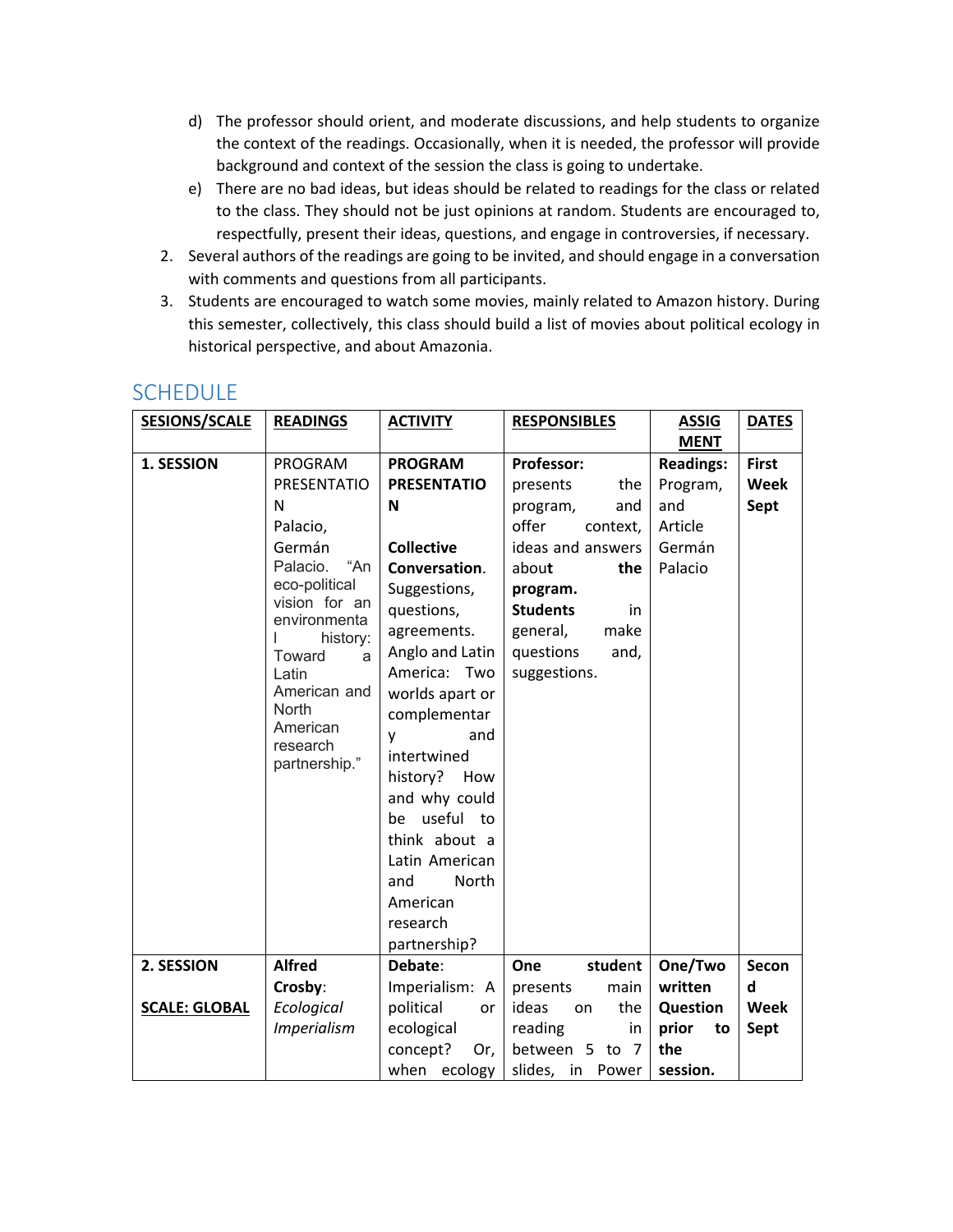d) The professor should orient, and moderate discussions, and help students to organize the context of the readings. Occasionally, when it is needed, the professor will provide background and context of the session the class is going to undertake.

e) There are no bad ideas, but ideas should be related to readings for the class or related to the class. They should not be just opinions at random. Students are encouraged to, respectfully, present their ideas, questions, and engage in controversies, if necessary.

2. Several authors of the readings are going to be invited, and should engage in a conversation with comments and questions from all participants.

3. Students are encouraged to watch some movies, mainly related to Amazon history. During this semester, collectively, this class should build a list of movies about political ecology in historical perspective, and about Amazonia.

## SCHEDULE

| SESIONS/SCALE | READINGS | ACTIVITY | RESPONSIBLES | ASSIGMENT | DATES |
|---|---|---|---|---|---|
| **1. SESSION** | PROGRAM PRESENTATION<br>Palacio, Germán Palacio. "An eco-political vision for an environmental history: Toward a Latin American and North American research partnership." | **PROGRAM PRESENTATION**<br><br>**Collective Conversation.** Suggestions, questions, agreements. Anglo and Latin America: Two worlds apart or complementary and intertwined history? How and why could be useful to think about a Latin American and North American research partnership? | **Professor:** presents the program, and offer context, ideas and answers about **the program. Students** in general, make questions and, suggestions. | **Readings:** Program, and Article Germán Palacio | **First Week Sept** |
| **2. SESSION**<br><br>**SCALE: GLOBAL** | **Alfred Crosby**: *Ecological Imperialism* | **Debate**: Imperialism: A political or ecological concept? Or, when ecology | **One student** presents main ideas on the reading in between 5 to 7 slides, in Power | **One/Two written Question prior to the session.** | **Second Week Sept** |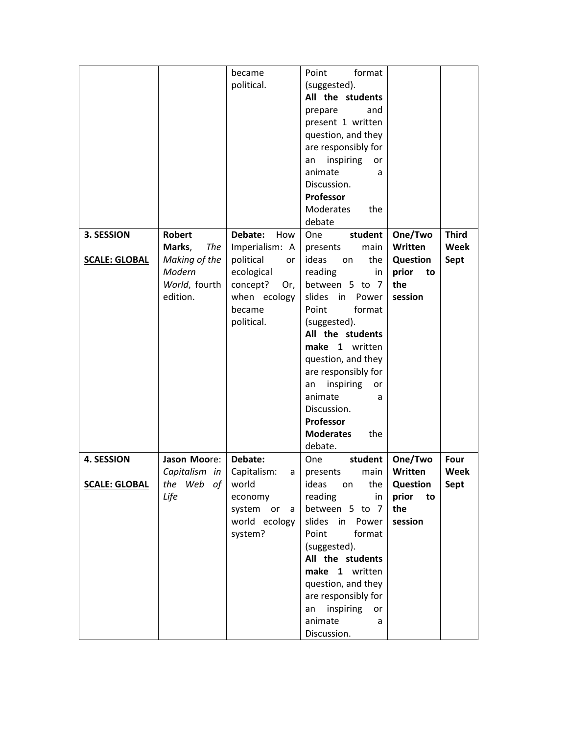| | | | | | |
|---|---|---|---|---|---|
| | | became political. | Point format (suggested). **All the students** prepare and present 1 written question, and they are responsibly for an inspiring or animate a Discussion. **Professor** Moderates the debate | | |
| **3. SESSION** <br><br> **SCALE: GLOBAL** | **Robert Marks**, *The Making of the Modern World*, fourth edition. | **Debate:** How Imperialism: A political or ecological concept? Or, when ecology became political. | One **student** presents main ideas on the reading in between 5 to 7 slides in Power Point format (suggested). **All the students make 1** written question, and they are responsibly for an inspiring or animate a Discussion. **Professor Moderates** the debate. | **One/Two Written Question prior to the session** | **Third Week Sept** |
| **4. SESSION** <br><br> **SCALE: GLOBAL** | **Jason Moo**re: *Capitalism in the Web of Life* | **Debate:** Capitalism: a world economy system or a world ecology system? | One **student** presents main ideas on the reading in between 5 to 7 slides in Power Point format (suggested). **All the students make 1** written question, and they are responsibly for an inspiring or animate a Discussion. | **One/Two Written Question prior to the session** | **Four Week Sept** |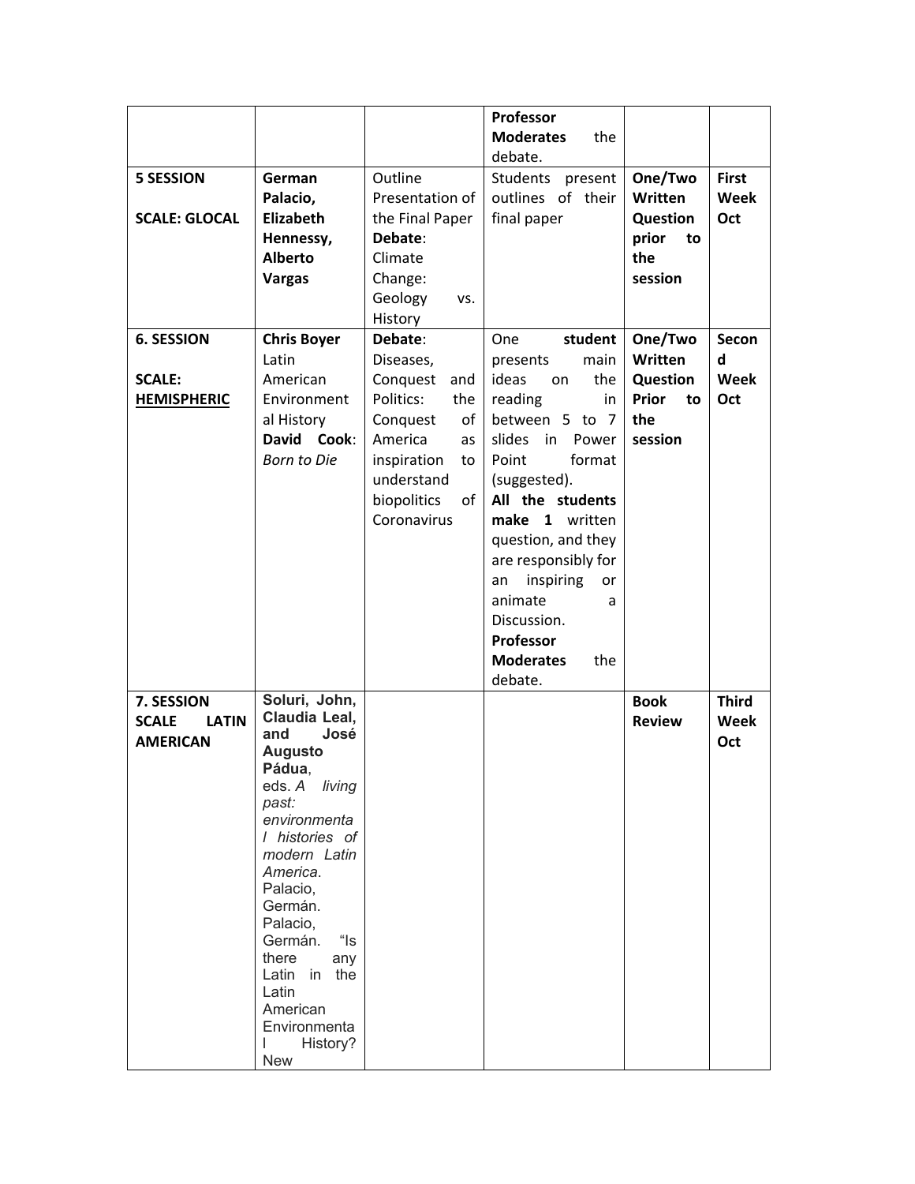|  |  |  | **Professor Moderates** the debate. |  |  |
|---|---|---|---|---|---|
| **5 SESSION**<br><br>**SCALE: GLOCAL** | **German Palacio, Elizabeth Hennessy, Alberto Vargas** | Outline Presentation of the Final Paper<br>**Debate**: Climate Change: Geology vs. History | Students present outlines of their final paper | **One/Two Written Question prior to the session** | **First Week Oct** |
| **6. SESSION**<br><br>**SCALE: <u>HEMISPHERIC</u>** | **Chris Boyer** Latin American Environmental History<br>**David Cook**: *Born to Die* | **Debate**: Diseases, Conquest and Politics: the Conquest of America as inspiration to understand biopolitics of Coronavirus | One **student** presents main ideas on the reading in between 5 to 7 slides in Power Point format (suggested).<br>**All the students make 1** written question, and they are responsibly for an inspiring or animate a Discussion.<br>**Professor Moderates** the debate. | **One/Two Written Question Prior to the session** | **Second Week Oct** |
| **7. SESSION**<br>**SCALE LATIN AMERICAN** | **Soluri, John, Claudia Leal, and José Augusto Pádua**, eds. *A living past: environmental histories of modern Latin America*.<br>Palacio, Germán.<br>Palacio, Germán. "Is there any Latin in the Latin American Environmental History? New |  |  | **Book Review** | **Third Week Oct** |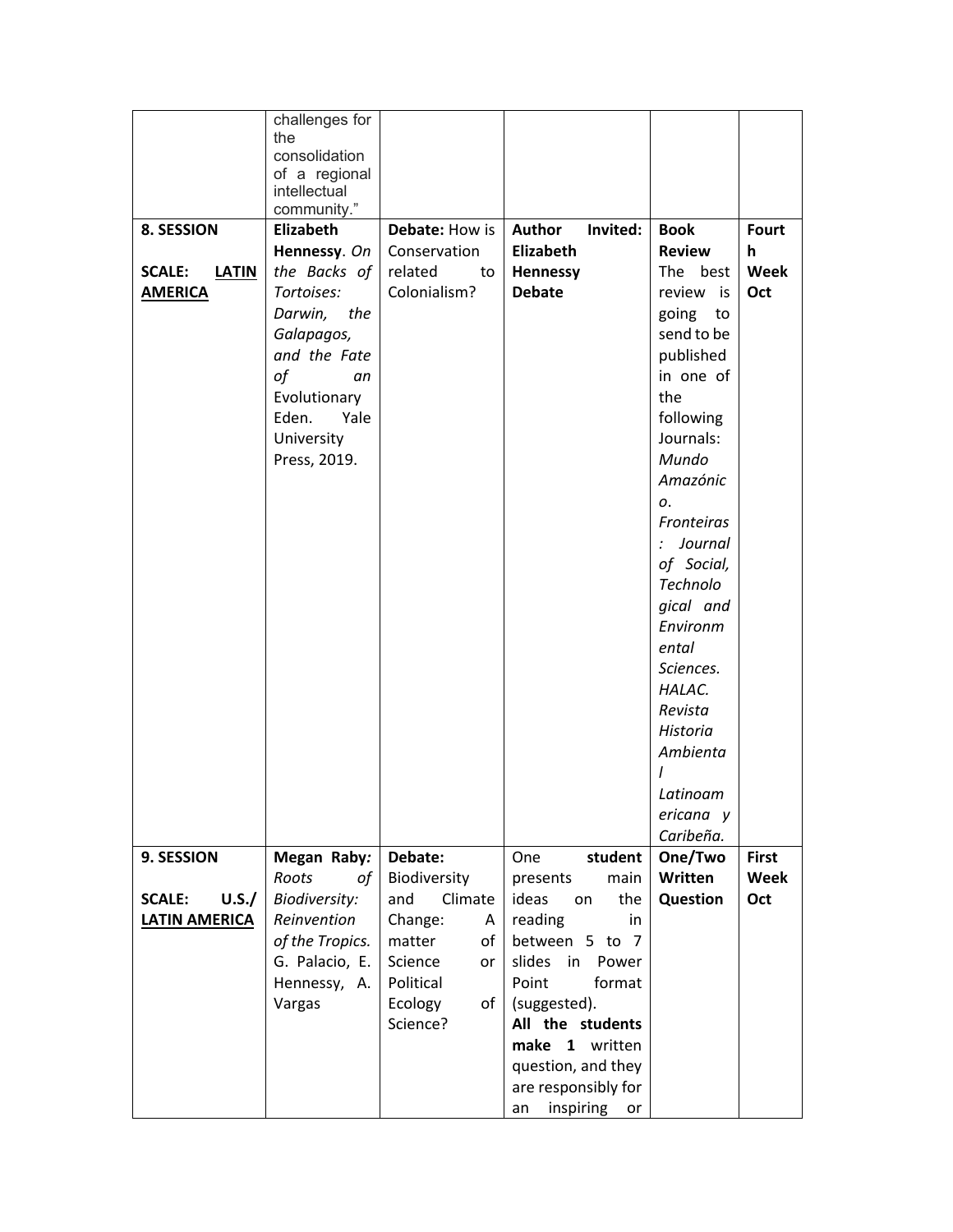| | | | | | |
|---|---|---|---|---|---|
| | challenges for the consolidation of a regional intellectual community." | | | | |
| **8. SESSION**<br><br>**SCALE: <u>LATIN AMERICA</u>** | **Elizabeth Hennessy**. *On the Backs of Tortoises: Darwin, the Galapagos, and the Fate of an Evolutionary Eden*. Yale University Press, 2019. | **Debate:** How is Conservation related to Colonialism? | **Author Invited: Elizabeth Hennessy Debate** | **Book Review** The best review is going to send to be published in one of the following Journals: *Mundo Amazónico. Fronteiras: Journal of Social, Technological and Environmental Sciences. HALAC. Revista Historia Ambiental Latinoamericana y Caribeña.* | **Fourth Week Oct** |
| **9. SESSION**<br><br>**SCALE: <u>U.S./ LATIN AMERICA</u>** | **Megan Raby:** *Roots of Biodiversity: Reinvention of the Tropics.* G. Palacio, E. Hennessy, A. Vargas | **Debate:** Biodiversity and Climate Change: A matter of Science or Political Ecology of Science? | One **student** presents main ideas on the reading in between 5 to 7 slides in Power Point format (suggested).<br>**All the students make 1** written question, and they are responsibly for an inspiring or | **One/Two Written Question** | **First Week Oct** |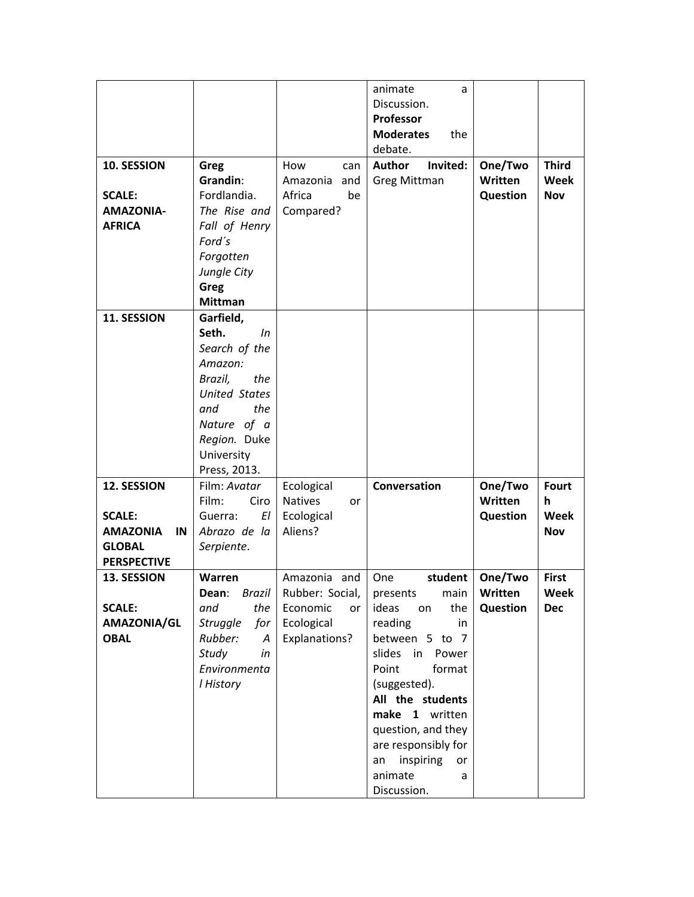| | | | animate a Discussion. **Professor Moderates** the debate. | | |
|---|---|---|---|---|---|
| **10. SESSION**<br><br>**SCALE: AMAZONIA-AFRICA** | **Greg Grandin**: Fordlandia. *The Rise and Fall of Henry Ford´s Forgotten Jungle City* **Greg Mittman** | How can Amazonia and Africa be Compared? | **Author Invited:** Greg Mittman | **One/Two Written Question** | **Third Week Nov** |
| **11. SESSION** | **Garfield, Seth.** *In Search of the Amazon: Brazil, the United States and the Nature of a Region.* Duke University Press, 2013. | | | | |
| **12. SESSION**<br><br>**SCALE: AMAZONIA IN GLOBAL PERSPECTIVE** | Film: *Avatar* Film: Ciro Guerra: *El Abrazo de la Serpiente*. | Ecological Natives or Ecological Aliens? | **Conversation** | **One/Two Written Question** | **Fourth Week Nov** |
| **13. SESSION**<br><br>**SCALE: AMAZONIA/GLOBAL** | **Warren Dean**: *Brazil and the Struggle for Rubber: A Study in Environmental History* | Amazonia and Rubber: Social, Economic or Ecological Explanations? | One **student** presents main ideas on the reading in between 5 to 7 slides in Power Point format (suggested). **All the students make 1** written question, and they are responsibly for an inspiring or animate a Discussion. | **One/Two Written Question** | **First Week Dec** |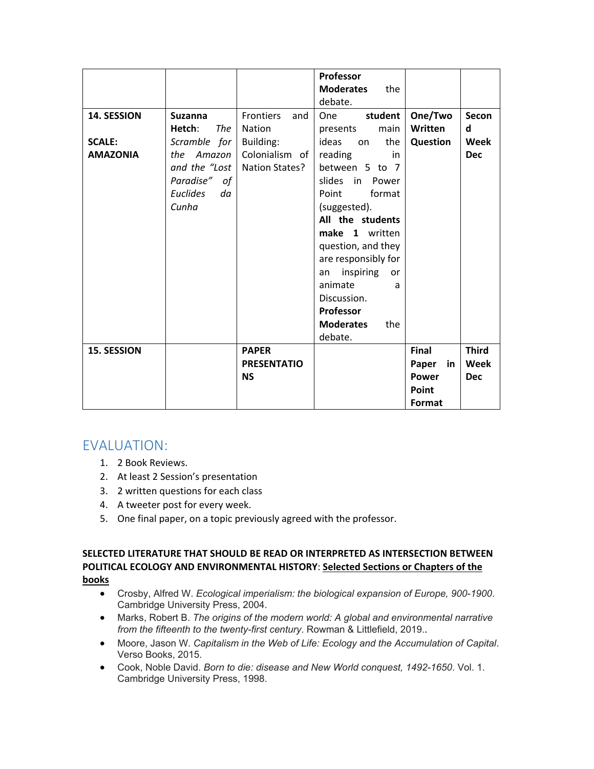| | | | **Professor Moderates** the debate. | | |
|---|---|---|---|---|---|
| **14. SESSION**<br><br>**SCALE: AMAZONIA** | **Suzanna Hetch**: *The Scramble for the Amazon and the "Lost Paradise" of Euclides da Cunha* | Frontiers and Nation Building: Colonialism of Nation States? | One **student** presents main ideas on the reading in between 5 to 7 slides in Power Point format (suggested). **All the students make 1** written question, and they are responsibly for an inspiring or animate a Discussion. **Professor Moderates** the debate. | **One/Two Written Question** | **Second Week Dec** |
| **15. SESSION** | | **PAPER PRESENTATIONS** | | **Final Paper in Power Point Format** | **Third Week Dec** |

## EVALUATION:

1. 2 Book Reviews.
2. At least 2 Session's presentation
3. 2 written questions for each class
4. A tweeter post for every week.
5. One final paper, on a topic previously agreed with the professor.

**SELECTED LITERATURE THAT SHOULD BE READ OR INTERPRETED AS INTERSECTION BETWEEN POLITICAL ECOLOGY AND ENVIRONMENTAL HISTORY**: **Selected Sections or Chapters of the books**

- Crosby, Alfred W. *Ecological imperialism: the biological expansion of Europe, 900-1900*. Cambridge University Press, 2004.
- Marks, Robert B. *The origins of the modern world: A global and environmental narrative from the fifteenth to the twenty-first century*. Rowman & Littlefield, 2019..
- Moore, Jason W. *Capitalism in the Web of Life: Ecology and the Accumulation of Capital*. Verso Books, 2015.
- Cook, Noble David. *Born to die: disease and New World conquest, 1492-1650*. Vol. 1. Cambridge University Press, 1998.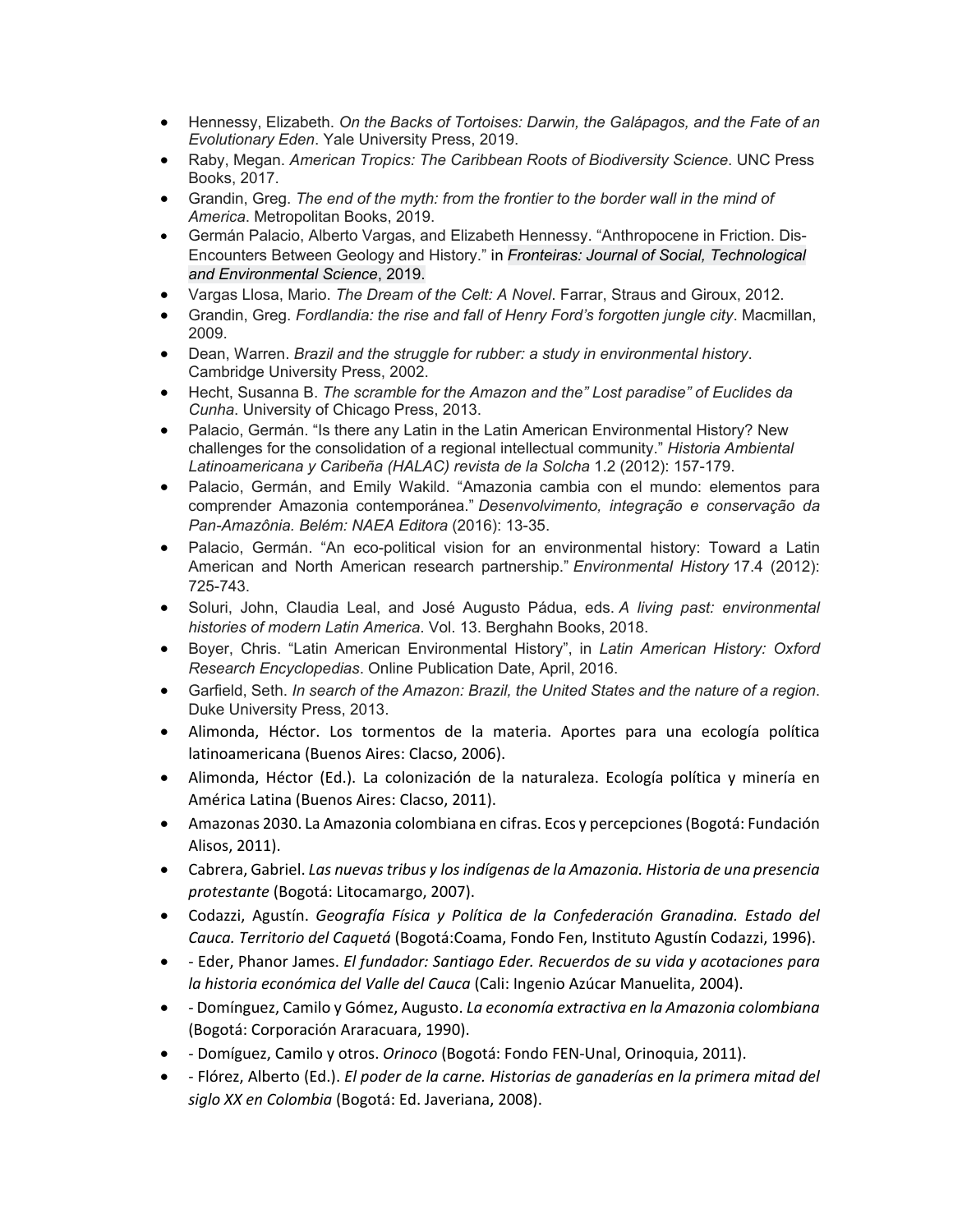- Hennessy, Elizabeth. *On the Backs of Tortoises: Darwin, the Galápagos, and the Fate of an Evolutionary Eden*. Yale University Press, 2019.
- Raby, Megan. *American Tropics: The Caribbean Roots of Biodiversity Science*. UNC Press Books, 2017.
- Grandin, Greg. *The end of the myth: from the frontier to the border wall in the mind of America*. Metropolitan Books, 2019.
- Germán Palacio, Alberto Vargas, and Elizabeth Hennessy. "Anthropocene in Friction. Dis-Encounters Between Geology and History." in *Fronteiras: Journal of Social, Technological and Environmental Science*, 2019.
- Vargas Llosa, Mario. *The Dream of the Celt: A Novel*. Farrar, Straus and Giroux, 2012.
- Grandin, Greg. *Fordlandia: the rise and fall of Henry Ford's forgotten jungle city*. Macmillan, 2009.
- Dean, Warren. *Brazil and the struggle for rubber: a study in environmental history*. Cambridge University Press, 2002.
- Hecht, Susanna B. *The scramble for the Amazon and the" Lost paradise" of Euclides da Cunha*. University of Chicago Press, 2013.
- Palacio, Germán. "Is there any Latin in the Latin American Environmental History? New challenges for the consolidation of a regional intellectual community." *Historia Ambiental Latinoamericana y Caribeña (HALAC) revista de la Solcha* 1.2 (2012): 157-179.
- Palacio, Germán, and Emily Wakild. "Amazonia cambia con el mundo: elementos para comprender Amazonia contemporánea." *Desenvolvimento, integração e conservação da Pan-Amazônia. Belém: NAEA Editora* (2016): 13-35.
- Palacio, Germán. "An eco-political vision for an environmental history: Toward a Latin American and North American research partnership." *Environmental History* 17.4 (2012): 725-743.
- Soluri, John, Claudia Leal, and José Augusto Pádua, eds. *A living past: environmental histories of modern Latin America*. Vol. 13. Berghahn Books, 2018.
- Boyer, Chris. "Latin American Environmental History", in *Latin American History: Oxford Research Encyclopedias*. Online Publication Date, April, 2016.
- Garfield, Seth. *In search of the Amazon: Brazil, the United States and the nature of a region*. Duke University Press, 2013.
- Alimonda, Héctor. Los tormentos de la materia. Aportes para una ecología política latinoamericana (Buenos Aires: Clacso, 2006).
- Alimonda, Héctor (Ed.). La colonización de la naturaleza. Ecología política y minería en América Latina (Buenos Aires: Clacso, 2011).
- Amazonas 2030. La Amazonia colombiana en cifras. Ecos y percepciones (Bogotá: Fundación Alisos, 2011).
- Cabrera, Gabriel. *Las nuevas tribus y los indígenas de la Amazonia. Historia de una presencia protestante* (Bogotá: Litocamargo, 2007).
- Codazzi, Agustín. *Geografía Física y Política de la Confederación Granadina. Estado del Cauca. Territorio del Caquetá* (Bogotá:Coama, Fondo Fen, Instituto Agustín Codazzi, 1996).
- - Eder, Phanor James. *El fundador: Santiago Eder. Recuerdos de su vida y acotaciones para la historia económica del Valle del Cauca* (Cali: Ingenio Azúcar Manuelita, 2004).
- - Domínguez, Camilo y Gómez, Augusto. *La economía extractiva en la Amazonia colombiana* (Bogotá: Corporación Araracuara, 1990).
- - Domíguez, Camilo y otros. *Orinoco* (Bogotá: Fondo FEN-Unal, Orinoquia, 2011).
- - Flórez, Alberto (Ed.). *El poder de la carne. Historias de ganaderías en la primera mitad del siglo XX en Colombia* (Bogotá: Ed. Javeriana, 2008).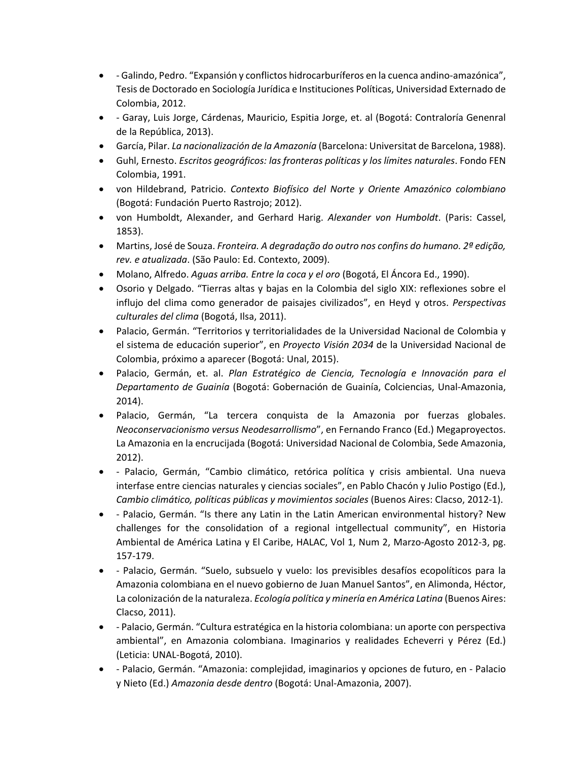- - Galindo, Pedro. "Expansión y conflictos hidrocarburíferos en la cuenca andino-amazónica", Tesis de Doctorado en Sociología Jurídica e Instituciones Políticas, Universidad Externado de Colombia, 2012.
- - Garay, Luis Jorge, Cárdenas, Mauricio, Espitia Jorge, et. al (Bogotá: Contraloría Genenral de la República, 2013).
- García, Pilar. *La nacionalización de la Amazonía* (Barcelona: Universitat de Barcelona, 1988).
- Guhl, Ernesto. *Escritos geográficos: las fronteras políticas y los límites naturales*. Fondo FEN Colombia, 1991.
- von Hildebrand, Patricio. *Contexto Biofísico del Norte y Oriente Amazónico colombiano* (Bogotá: Fundación Puerto Rastrojo; 2012).
- von Humboldt, Alexander, and Gerhard Harig. *Alexander von Humboldt*. (Paris: Cassel, 1853).
- Martins, José de Souza. *Fronteira. A degradação do outro nos confins do humano. 2ª edição, rev. e atualizada*. (São Paulo: Ed. Contexto, 2009).
- Molano, Alfredo. *Aguas arriba. Entre la coca y el oro* (Bogotá, El Áncora Ed., 1990).
- Osorio y Delgado. "Tierras altas y bajas en la Colombia del siglo XIX: reflexiones sobre el influjo del clima como generador de paisajes civilizados", en Heyd y otros. *Perspectivas culturales del clima* (Bogotá, Ilsa, 2011).
- Palacio, Germán. "Territorios y territorialidades de la Universidad Nacional de Colombia y el sistema de educación superior", en *Proyecto Visión 2034* de la Universidad Nacional de Colombia, próximo a aparecer (Bogotá: Unal, 2015).
- Palacio, Germán, et. al. *Plan Estratégico de Ciencia, Tecnología e Innovación para el Departamento de Guainía* (Bogotá: Gobernación de Guainía, Colciencias, Unal-Amazonia, 2014).
- Palacio, Germán, "La tercera conquista de la Amazonia por fuerzas globales. *Neoconservacionismo versus Neodesarrollismo*", en Fernando Franco (Ed.) Megaproyectos. La Amazonia en la encrucijada (Bogotá: Universidad Nacional de Colombia, Sede Amazonia, 2012).
- - Palacio, Germán, "Cambio climático, retórica política y crisis ambiental. Una nueva interfase entre ciencias naturales y ciencias sociales", en Pablo Chacón y Julio Postigo (Ed.), *Cambio climático, políticas públicas y movimientos sociales* (Buenos Aires: Clacso, 2012-1).
- - Palacio, Germán. "Is there any Latin in the Latin American environmental history? New challenges for the consolidation of a regional intgellectual community", en Historia Ambiental de América Latina y El Caribe, HALAC, Vol 1, Num 2, Marzo-Agosto 2012-3, pg. 157-179.
- - Palacio, Germán. "Suelo, subsuelo y vuelo: los previsibles desafíos ecopolíticos para la Amazonia colombiana en el nuevo gobierno de Juan Manuel Santos", en Alimonda, Héctor, La colonización de la naturaleza. *Ecología política y minería en América Latina* (Buenos Aires: Clacso, 2011).
- - Palacio, Germán. "Cultura estratégica en la historia colombiana: un aporte con perspectiva ambiental", en Amazonia colombiana. Imaginarios y realidades Echeverri y Pérez (Ed.) (Leticia: UNAL-Bogotá, 2010).
- - Palacio, Germán. "Amazonia: complejidad, imaginarios y opciones de futuro, en - Palacio y Nieto (Ed.) *Amazonia desde dentro* (Bogotá: Unal-Amazonia, 2007).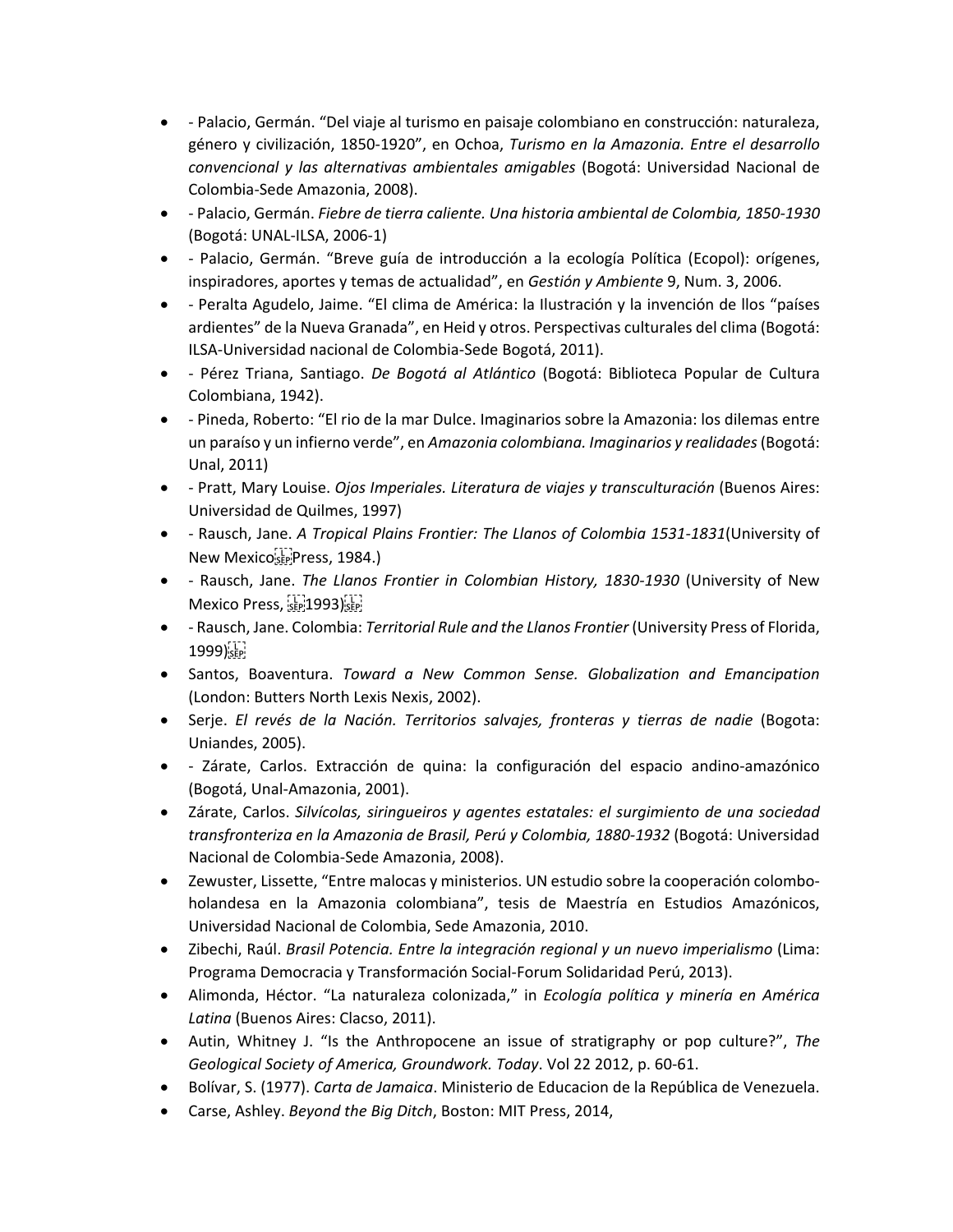- - Palacio, Germán. "Del viaje al turismo en paisaje colombiano en construcción: naturaleza, género y civilización, 1850-1920", en Ochoa, *Turismo en la Amazonia. Entre el desarrollo convencional y las alternativas ambientales amigables* (Bogotá: Universidad Nacional de Colombia-Sede Amazonia, 2008).
- - Palacio, Germán. *Fiebre de tierra caliente. Una historia ambiental de Colombia, 1850-1930* (Bogotá: UNAL-ILSA, 2006-1)
- - Palacio, Germán. "Breve guía de introducción a la ecología Política (Ecopol): orígenes, inspiradores, aportes y temas de actualidad", en *Gestión y Ambiente* 9, Num. 3, 2006.
- - Peralta Agudelo, Jaime. "El clima de América: la Ilustración y la invención de llos "países ardientes" de la Nueva Granada", en Heid y otros. Perspectivas culturales del clima (Bogotá: ILSA-Universidad nacional de Colombia-Sede Bogotá, 2011).
- - Pérez Triana, Santiago. *De Bogotá al Atlántico* (Bogotá: Biblioteca Popular de Cultura Colombiana, 1942).
- - Pineda, Roberto: "El rio de la mar Dulce. Imaginarios sobre la Amazonia: los dilemas entre un paraíso y un infierno verde", en *Amazonia colombiana. Imaginarios y realidades* (Bogotá: Unal, 2011)
- - Pratt, Mary Louise. *Ojos Imperiales. Literatura de viajes y transculturación* (Buenos Aires: Universidad de Quilmes, 1997)
- - Rausch, Jane. *A Tropical Plains Frontier: The Llanos of Colombia 1531-1831*(University of New Mexico Press, 1984.)
- - Rausch, Jane. *The Llanos Frontier in Colombian History, 1830-1930* (University of New Mexico Press, 1993)
- - Rausch, Jane. Colombia: *Territorial Rule and the Llanos Frontier* (University Press of Florida, 1999)
- Santos, Boaventura. *Toward a New Common Sense. Globalization and Emancipation* (London: Butters North Lexis Nexis, 2002).
- Serje. *El revés de la Nación. Territorios salvajes, fronteras y tierras de nadie* (Bogota: Uniandes, 2005).
- - Zárate, Carlos. Extracción de quina: la configuración del espacio andino-amazónico (Bogotá, Unal-Amazonia, 2001).
- Zárate, Carlos. *Silvícolas, siringueiros y agentes estatales: el surgimiento de una sociedad transfronteriza en la Amazonia de Brasil, Perú y Colombia, 1880-1932* (Bogotá: Universidad Nacional de Colombia-Sede Amazonia, 2008).
- Zewuster, Lissette, "Entre malocas y ministerios. UN estudio sobre la cooperación colombo-holandesa en la Amazonia colombiana", tesis de Maestría en Estudios Amazónicos, Universidad Nacional de Colombia, Sede Amazonia, 2010.
- Zibechi, Raúl. *Brasil Potencia. Entre la integración regional y un nuevo imperialismo* (Lima: Programa Democracia y Transformación Social-Forum Solidaridad Perú, 2013).
- Alimonda, Héctor. "La naturaleza colonizada," in *Ecología política y minería en América Latina* (Buenos Aires: Clacso, 2011).
- Autin, Whitney J. "Is the Anthropocene an issue of stratigraphy or pop culture?", *The Geological Society of America, Groundwork. Today*. Vol 22 2012, p. 60-61.
- Bolívar, S. (1977). *Carta de Jamaica*. Ministerio de Educacion de la República de Venezuela.
- Carse, Ashley. *Beyond the Big Ditch*, Boston: MIT Press, 2014,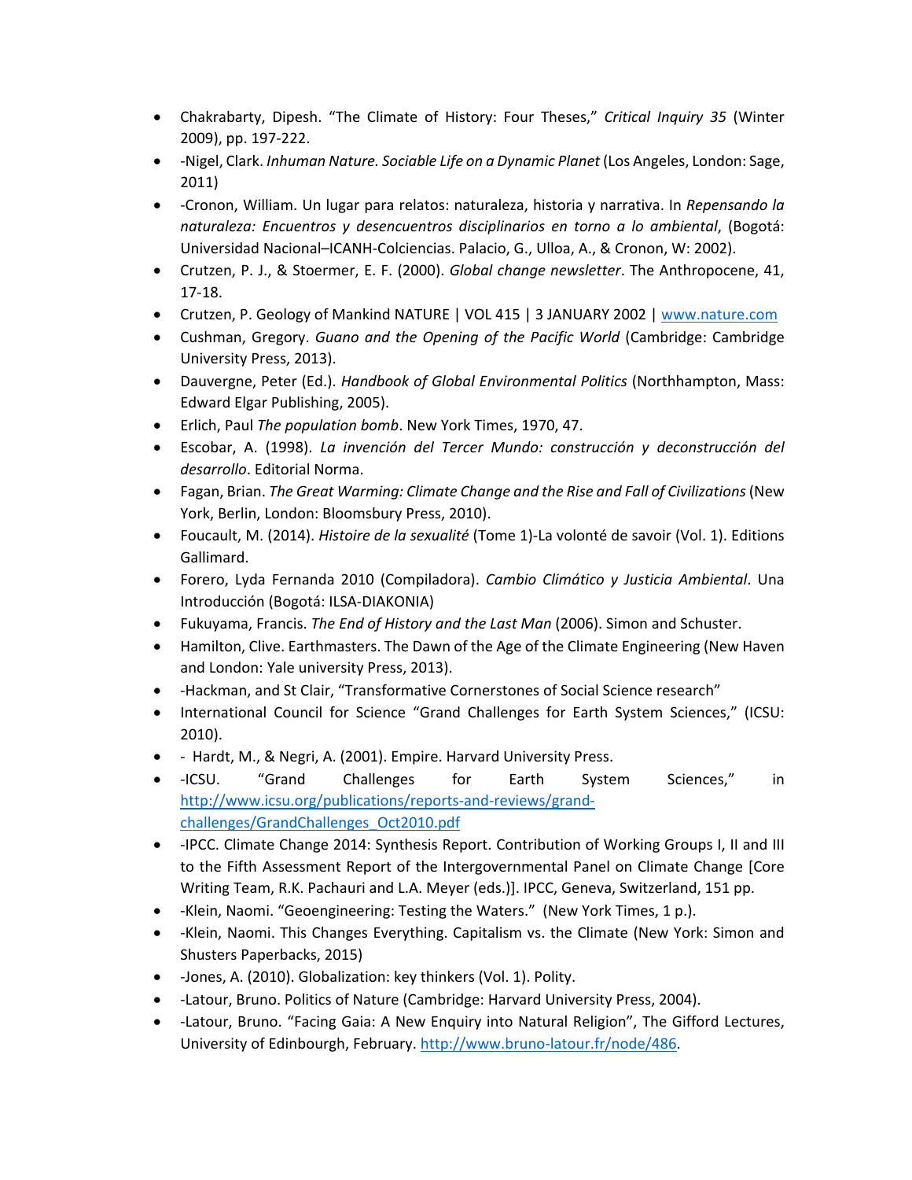- Chakrabarty, Dipesh. "The Climate of History: Four Theses," *Critical Inquiry 35* (Winter 2009), pp. 197-222.
- -Nigel, Clark. *Inhuman Nature. Sociable Life on a Dynamic Planet* (Los Angeles, London: Sage, 2011)
- -Cronon, William. Un lugar para relatos: naturaleza, historia y narrativa. In *Repensando la naturaleza: Encuentros y desencuentros disciplinarios en torno a lo ambiental*, (Bogotá: Universidad Nacional–ICANH-Colciencias. Palacio, G., Ulloa, A., & Cronon, W: 2002).
- Crutzen, P. J., & Stoermer, E. F. (2000). *Global change newsletter*. The Anthropocene, 41, 17-18.
- Crutzen, P. Geology of Mankind NATURE | VOL 415 | 3 JANUARY 2002 | www.nature.com
- Cushman, Gregory. *Guano and the Opening of the Pacific World* (Cambridge: Cambridge University Press, 2013).
- Dauvergne, Peter (Ed.). *Handbook of Global Environmental Politics* (Northhampton, Mass: Edward Elgar Publishing, 2005).
- Erlich, Paul *The population bomb*. New York Times, 1970, 47.
- Escobar, A. (1998). *La invención del Tercer Mundo: construcción y deconstrucción del desarrollo*. Editorial Norma.
- Fagan, Brian. *The Great Warming: Climate Change and the Rise and Fall of Civilizations* (New York, Berlin, London: Bloomsbury Press, 2010).
- Foucault, M. (2014). *Histoire de la sexualité* (Tome 1)-La volonté de savoir (Vol. 1). Editions Gallimard.
- Forero, Lyda Fernanda 2010 (Compiladora). *Cambio Climático y Justicia Ambiental*. Una Introducción (Bogotá: ILSA-DIAKONIA)
- Fukuyama, Francis. *The End of History and the Last Man* (2006). Simon and Schuster.
- Hamilton, Clive. Earthmasters. The Dawn of the Age of the Climate Engineering (New Haven and London: Yale university Press, 2013).
- -Hackman, and St Clair, "Transformative Cornerstones of Social Science research"
- International Council for Science "Grand Challenges for Earth System Sciences," (ICSU: 2010).
- - Hardt, M., & Negri, A. (2001). Empire. Harvard University Press.
- -ICSU. "Grand Challenges for Earth System Sciences," in http://www.icsu.org/publications/reports-and-reviews/grand-challenges/GrandChallenges_Oct2010.pdf
- -IPCC. Climate Change 2014: Synthesis Report. Contribution of Working Groups I, II and III to the Fifth Assessment Report of the Intergovernmental Panel on Climate Change [Core Writing Team, R.K. Pachauri and L.A. Meyer (eds.)]. IPCC, Geneva, Switzerland, 151 pp.
- -Klein, Naomi. "Geoengineering: Testing the Waters." (New York Times, 1 p.).
- -Klein, Naomi. This Changes Everything. Capitalism vs. the Climate (New York: Simon and Shusters Paperbacks, 2015)
- -Jones, A. (2010). Globalization: key thinkers (Vol. 1). Polity.
- -Latour, Bruno. Politics of Nature (Cambridge: Harvard University Press, 2004).
- -Latour, Bruno. "Facing Gaia: A New Enquiry into Natural Religion", The Gifford Lectures, University of Edinbourgh, February. http://www.bruno-latour.fr/node/486.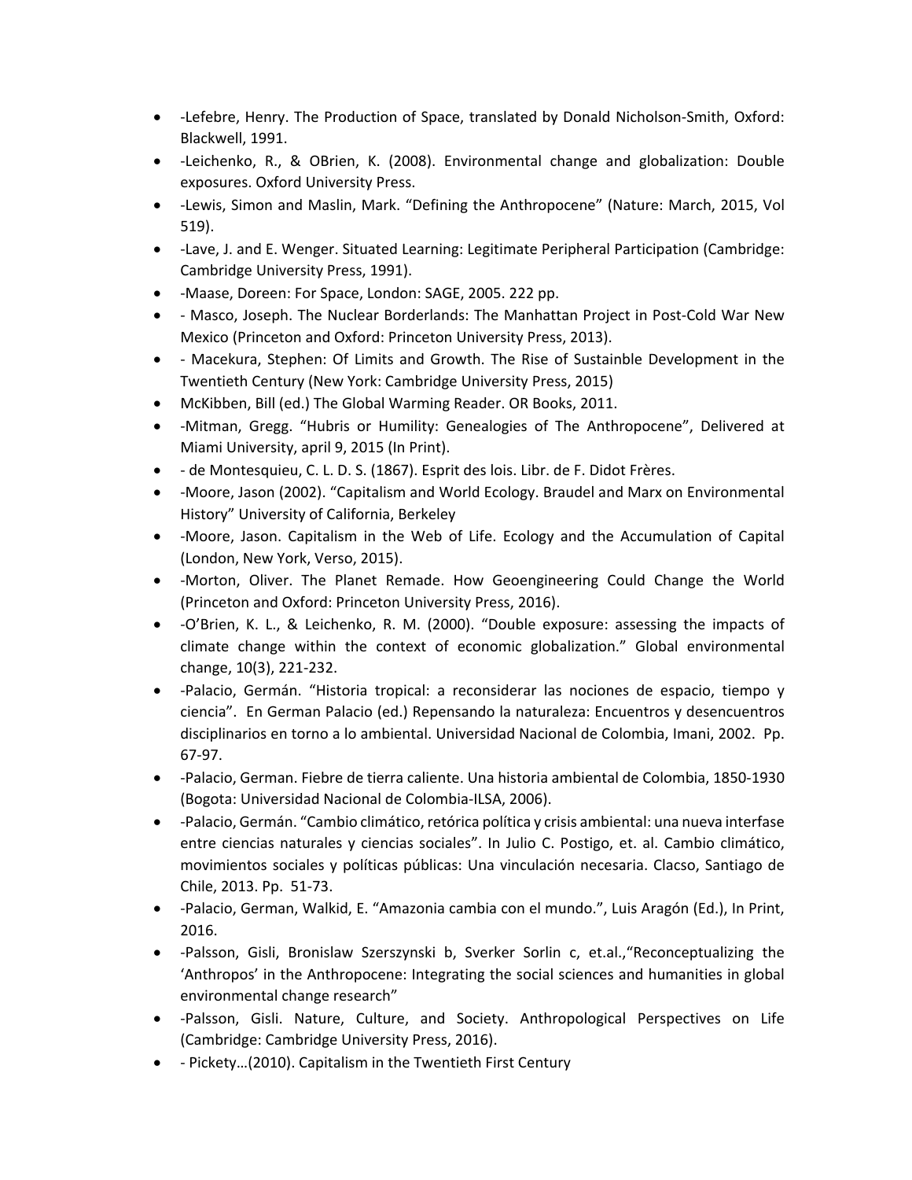- -Lefebre, Henry. The Production of Space, translated by Donald Nicholson-Smith, Oxford: Blackwell, 1991.
- -Leichenko, R., & OBrien, K. (2008). Environmental change and globalization: Double exposures. Oxford University Press.
- -Lewis, Simon and Maslin, Mark. "Defining the Anthropocene" (Nature: March, 2015, Vol 519).
- -Lave, J. and E. Wenger. Situated Learning: Legitimate Peripheral Participation (Cambridge: Cambridge University Press, 1991).
- -Maase, Doreen: For Space, London: SAGE, 2005. 222 pp.
- - Masco, Joseph. The Nuclear Borderlands: The Manhattan Project in Post-Cold War New Mexico (Princeton and Oxford: Princeton University Press, 2013).
- - Macekura, Stephen: Of Limits and Growth. The Rise of Sustainble Development in the Twentieth Century (New York: Cambridge University Press, 2015)
- McKibben, Bill (ed.) The Global Warming Reader. OR Books, 2011.
- -Mitman, Gregg. "Hubris or Humility: Genealogies of The Anthropocene", Delivered at Miami University, april 9, 2015 (In Print).
- - de Montesquieu, C. L. D. S. (1867). Esprit des lois. Libr. de F. Didot Frères.
- -Moore, Jason (2002). "Capitalism and World Ecology. Braudel and Marx on Environmental History" University of California, Berkeley
- -Moore, Jason. Capitalism in the Web of Life. Ecology and the Accumulation of Capital (London, New York, Verso, 2015).
- -Morton, Oliver. The Planet Remade. How Geoengineering Could Change the World (Princeton and Oxford: Princeton University Press, 2016).
- -O'Brien, K. L., & Leichenko, R. M. (2000). "Double exposure: assessing the impacts of climate change within the context of economic globalization." Global environmental change, 10(3), 221-232.
- -Palacio, Germán. "Historia tropical: a reconsiderar las nociones de espacio, tiempo y ciencia". En German Palacio (ed.) Repensando la naturaleza: Encuentros y desencuentros disciplinarios en torno a lo ambiental. Universidad Nacional de Colombia, Imani, 2002. Pp. 67-97.
- -Palacio, German. Fiebre de tierra caliente. Una historia ambiental de Colombia, 1850-1930 (Bogota: Universidad Nacional de Colombia-ILSA, 2006).
- -Palacio, Germán. "Cambio climático, retórica política y crisis ambiental: una nueva interfase entre ciencias naturales y ciencias sociales". In Julio C. Postigo, et. al. Cambio climático, movimientos sociales y políticas públicas: Una vinculación necesaria. Clacso, Santiago de Chile, 2013. Pp. 51-73.
- -Palacio, German, Walkid, E. "Amazonia cambia con el mundo.", Luis Aragón (Ed.), In Print, 2016.
- -Palsson, Gisli, Bronislaw Szerszynski b, Sverker Sorlin c, et.al.,"Reconceptualizing the 'Anthropos' in the Anthropocene: Integrating the social sciences and humanities in global environmental change research"
- -Palsson, Gisli. Nature, Culture, and Society. Anthropological Perspectives on Life (Cambridge: Cambridge University Press, 2016).
- - Pickety…(2010). Capitalism in the Twentieth First Century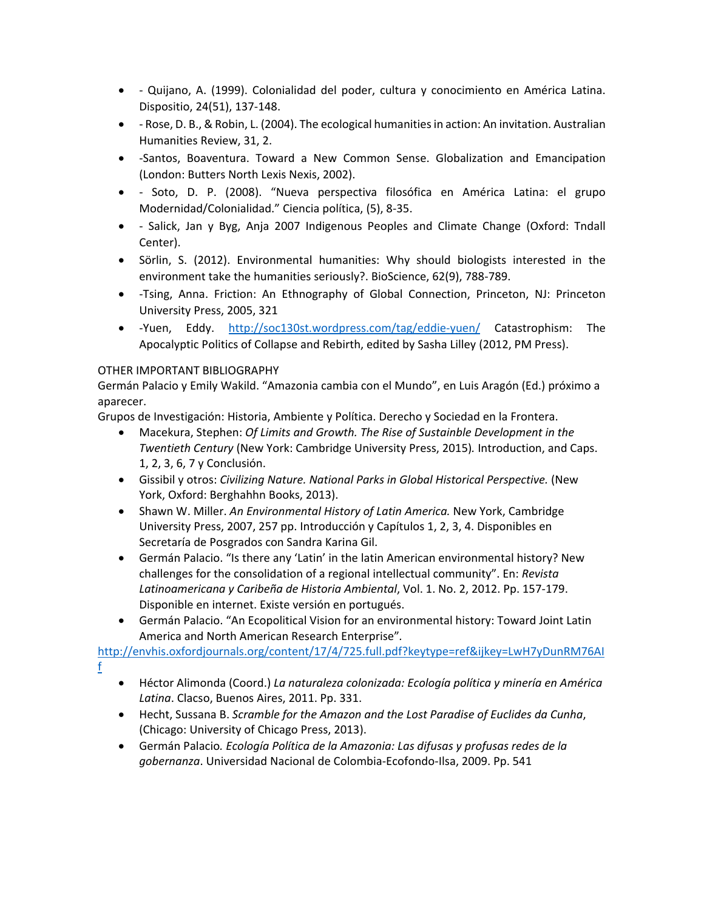- - Quijano, A. (1999). Colonialidad del poder, cultura y conocimiento en América Latina. Dispositio, 24(51), 137-148.
- - Rose, D. B., & Robin, L. (2004). The ecological humanities in action: An invitation. Australian Humanities Review, 31, 2.
- -Santos, Boaventura. Toward a New Common Sense. Globalization and Emancipation (London: Butters North Lexis Nexis, 2002).
- - Soto, D. P. (2008). "Nueva perspectiva filosófica en América Latina: el grupo Modernidad/Colonialidad." Ciencia política, (5), 8-35.
- - Salick, Jan y Byg, Anja 2007 Indigenous Peoples and Climate Change (Oxford: Tndall Center).
- Sörlin, S. (2012). Environmental humanities: Why should biologists interested in the environment take the humanities seriously?. BioScience, 62(9), 788-789.
- -Tsing, Anna. Friction: An Ethnography of Global Connection, Princeton, NJ: Princeton University Press, 2005, 321
- -Yuen, Eddy. http://soc130st.wordpress.com/tag/eddie-yuen/ Catastrophism: The Apocalyptic Politics of Collapse and Rebirth, edited by Sasha Lilley (2012, PM Press).

OTHER IMPORTANT BIBLIOGRAPHY

Germán Palacio y Emily Wakild. "Amazonia cambia con el Mundo", en Luis Aragón (Ed.) próximo a aparecer.

Grupos de Investigación: Historia, Ambiente y Política. Derecho y Sociedad en la Frontera.

- Macekura, Stephen: *Of Limits and Growth. The Rise of Sustainble Development in the Twentieth Century* (New York: Cambridge University Press, 2015)*.* Introduction, and Caps. 1, 2, 3, 6, 7 y Conclusión.
- Gissibil y otros: *Civilizing Nature. National Parks in Global Historical Perspective.* (New York, Oxford: Berghahhn Books, 2013).
- Shawn W. Miller. *An Environmental History of Latin America.* New York, Cambridge University Press, 2007, 257 pp. Introducción y Capítulos 1, 2, 3, 4. Disponibles en Secretaría de Posgrados con Sandra Karina Gil.
- Germán Palacio. "Is there any 'Latin' in the latin American environmental history? New challenges for the consolidation of a regional intellectual community". En: *Revista Latinoamericana y Caribeña de Historia Ambiental*, Vol. 1. No. 2, 2012. Pp. 157-179. Disponible en internet. Existe versión en portugués.
- Germán Palacio. "An Ecopolitical Vision for an environmental history: Toward Joint Latin America and North American Research Enterprise"*.*

http://envhis.oxfordjournals.org/content/17/4/725.full.pdf?keytype=ref&ijkey=LwH7yDunRM76AIf

- Héctor Alimonda (Coord.) *La naturaleza colonizada: Ecología política y minería en América Latina*. Clacso, Buenos Aires, 2011. Pp. 331.
- Hecht, Sussana B. *Scramble for the Amazon and the Lost Paradise of Euclides da Cunha*, (Chicago: University of Chicago Press, 2013).
- Germán Palacio*. Ecología Política de la Amazonia: Las difusas y profusas redes de la gobernanza*. Universidad Nacional de Colombia-Ecofondo-Ilsa, 2009. Pp. 541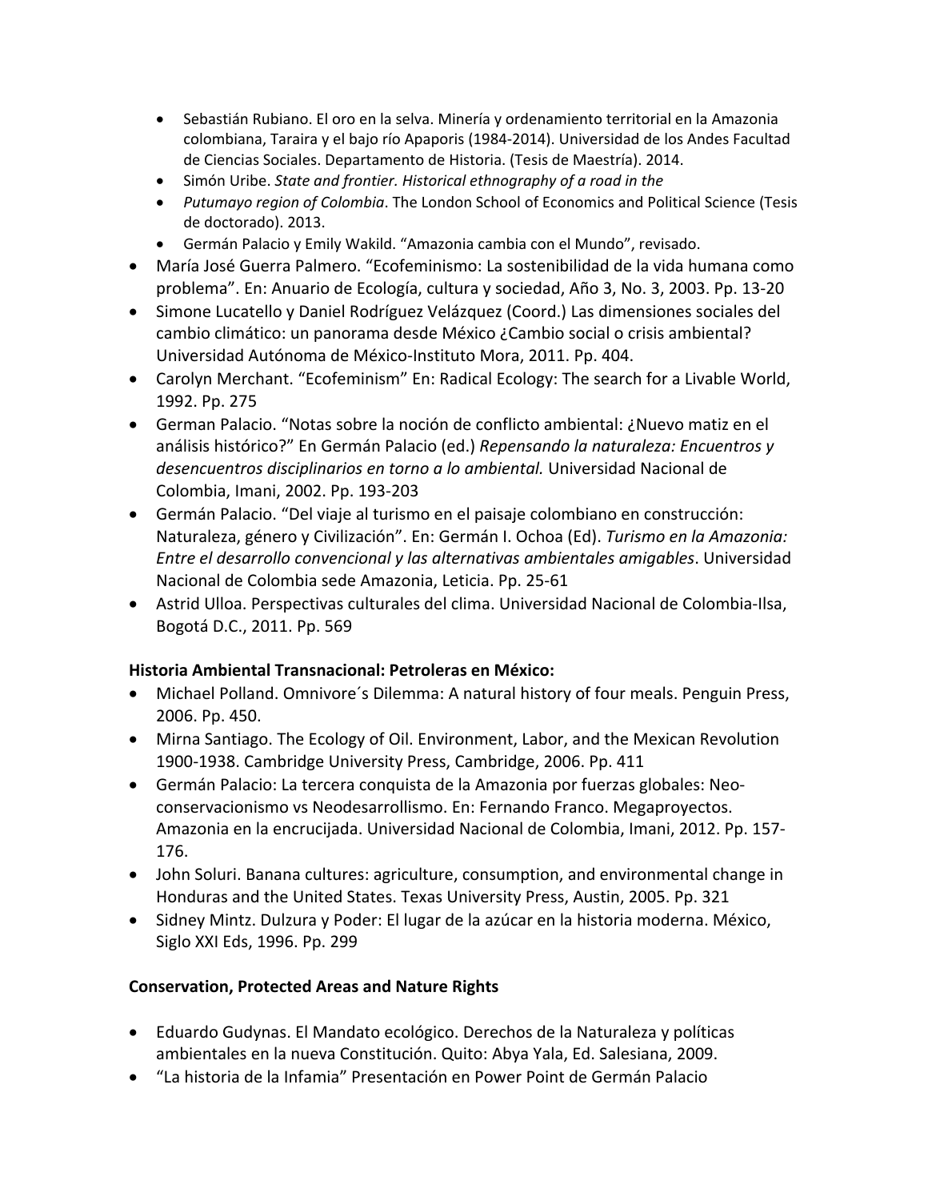- Sebastián Rubiano. El oro en la selva. Minería y ordenamiento territorial en la Amazonia colombiana, Taraira y el bajo río Apaporis (1984-2014). Universidad de los Andes Facultad de Ciencias Sociales. Departamento de Historia. (Tesis de Maestría). 2014.
- Simón Uribe. *State and frontier. Historical ethnography of a road in the*
- *Putumayo region of Colombia*. The London School of Economics and Political Science (Tesis de doctorado). 2013.
- Germán Palacio y Emily Wakild. "Amazonia cambia con el Mundo", revisado.

- María José Guerra Palmero. "Ecofeminismo: La sostenibilidad de la vida humana como problema". En: Anuario de Ecología, cultura y sociedad, Año 3, No. 3, 2003. Pp. 13-20
- Simone Lucatello y Daniel Rodríguez Velázquez (Coord.) Las dimensiones sociales del cambio climático: un panorama desde México ¿Cambio social o crisis ambiental? Universidad Autónoma de México-Instituto Mora, 2011. Pp. 404.
- Carolyn Merchant. "Ecofeminism" En: Radical Ecology: The search for a Livable World, 1992. Pp. 275
- German Palacio. "Notas sobre la noción de conflicto ambiental: ¿Nuevo matiz en el análisis histórico?" En Germán Palacio (ed.) *Repensando la naturaleza: Encuentros y desencuentros disciplinarios en torno a lo ambiental.* Universidad Nacional de Colombia, Imani, 2002. Pp. 193-203
- Germán Palacio. "Del viaje al turismo en el paisaje colombiano en construcción: Naturaleza, género y Civilización". En: Germán I. Ochoa (Ed). *Turismo en la Amazonia: Entre el desarrollo convencional y las alternativas ambientales amigables*. Universidad Nacional de Colombia sede Amazonia, Leticia. Pp. 25-61
- Astrid Ulloa. Perspectivas culturales del clima. Universidad Nacional de Colombia-Ilsa, Bogotá D.C., 2011. Pp. 569

**Historia Ambiental Transnacional: Petroleras en México:**

- Michael Polland. Omnivore´s Dilemma: A natural history of four meals. Penguin Press, 2006. Pp. 450.
- Mirna Santiago. The Ecology of Oil. Environment, Labor, and the Mexican Revolution 1900-1938. Cambridge University Press, Cambridge, 2006. Pp. 411
- Germán Palacio: La tercera conquista de la Amazonia por fuerzas globales: Neo-conservacionismo vs Neodesarrollismo. En: Fernando Franco. Megaproyectos. Amazonia en la encrucijada. Universidad Nacional de Colombia, Imani, 2012. Pp. 157-176.
- John Soluri. Banana cultures: agriculture, consumption, and environmental change in Honduras and the United States. Texas University Press, Austin, 2005. Pp. 321
- Sidney Mintz. Dulzura y Poder: El lugar de la azúcar en la historia moderna. México, Siglo XXI Eds, 1996. Pp. 299

**Conservation, Protected Areas and Nature Rights**

- Eduardo Gudynas. El Mandato ecológico. Derechos de la Naturaleza y políticas ambientales en la nueva Constitución. Quito: Abya Yala, Ed. Salesiana, 2009.
- "La historia de la Infamia" Presentación en Power Point de Germán Palacio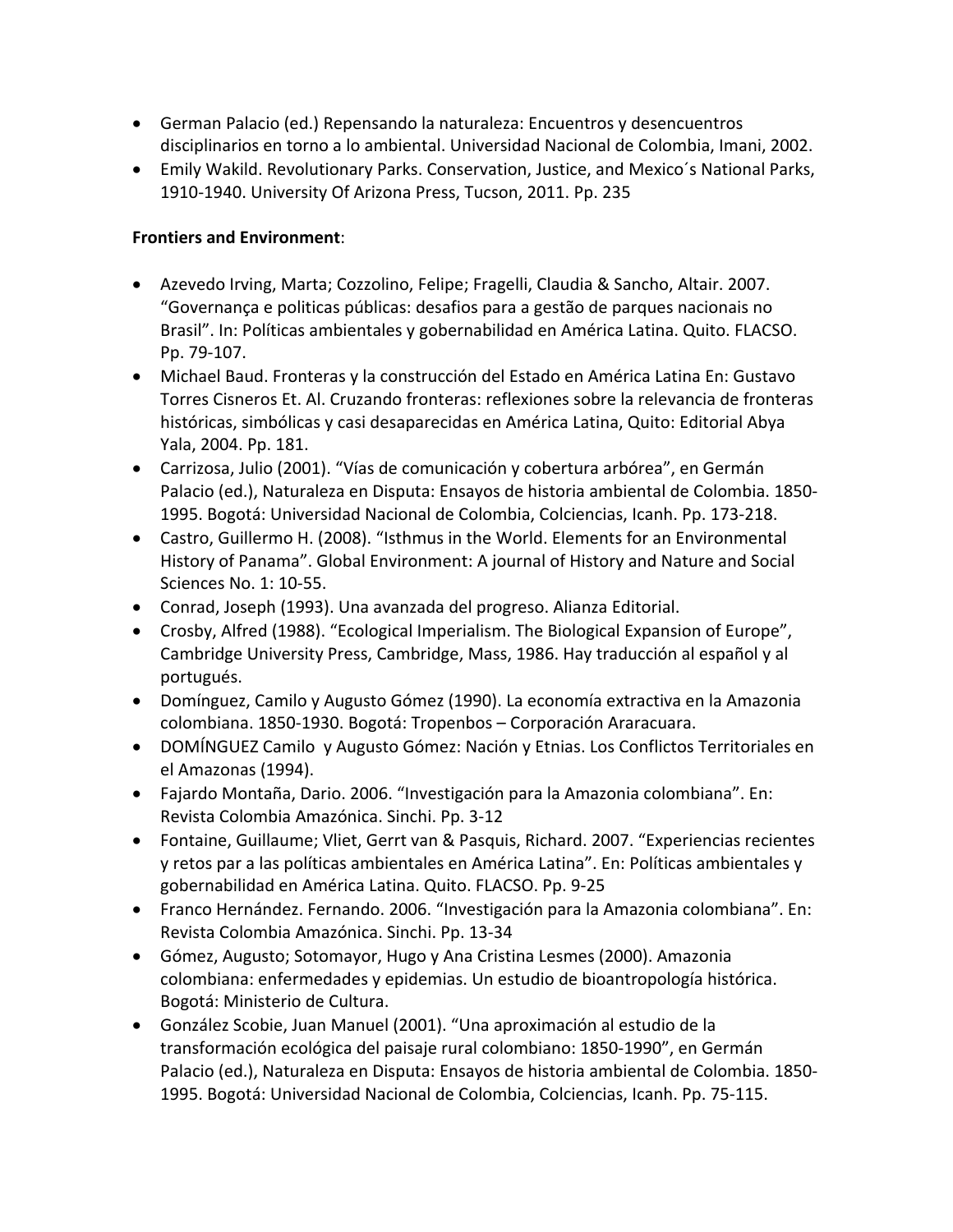- German Palacio (ed.) Repensando la naturaleza: Encuentros y desencuentros disciplinarios en torno a lo ambiental. Universidad Nacional de Colombia, Imani, 2002.
- Emily Wakild. Revolutionary Parks. Conservation, Justice, and Mexico´s National Parks, 1910-1940. University Of Arizona Press, Tucson, 2011. Pp. 235

**Frontiers and Environment**:

- Azevedo Irving, Marta; Cozzolino, Felipe; Fragelli, Claudia & Sancho, Altair. 2007. "Governança e politicas públicas: desafios para a gestão de parques nacionais no Brasil". In: Políticas ambientales y gobernabilidad en América Latina. Quito. FLACSO. Pp. 79-107.
- Michael Baud. Fronteras y la construcción del Estado en América Latina En: Gustavo Torres Cisneros Et. Al. Cruzando fronteras: reflexiones sobre la relevancia de fronteras históricas, simbólicas y casi desaparecidas en América Latina, Quito: Editorial Abya Yala, 2004. Pp. 181.
- Carrizosa, Julio (2001). "Vías de comunicación y cobertura arbórea", en Germán Palacio (ed.), Naturaleza en Disputa: Ensayos de historia ambiental de Colombia. 1850-1995. Bogotá: Universidad Nacional de Colombia, Colciencias, Icanh. Pp. 173-218.
- Castro, Guillermo H. (2008). "Isthmus in the World. Elements for an Environmental History of Panama". Global Environment: A journal of History and Nature and Social Sciences No. 1: 10-55.
- Conrad, Joseph (1993). Una avanzada del progreso. Alianza Editorial.
- Crosby, Alfred (1988). "Ecological Imperialism. The Biological Expansion of Europe", Cambridge University Press, Cambridge, Mass, 1986. Hay traducción al español y al portugués.
- Domínguez, Camilo y Augusto Gómez (1990). La economía extractiva en la Amazonia colombiana. 1850-1930. Bogotá: Tropenbos – Corporación Araracuara.
- DOMÍNGUEZ Camilo y Augusto Gómez: Nación y Etnias. Los Conflictos Territoriales en el Amazonas (1994).
- Fajardo Montaña, Dario. 2006. "Investigación para la Amazonia colombiana". En: Revista Colombia Amazónica. Sinchi. Pp. 3-12
- Fontaine, Guillaume; Vliet, Gerrt van & Pasquis, Richard. 2007. "Experiencias recientes y retos par a las políticas ambientales en América Latina". En: Políticas ambientales y gobernabilidad en América Latina. Quito. FLACSO. Pp. 9-25
- Franco Hernández. Fernando. 2006. "Investigación para la Amazonia colombiana". En: Revista Colombia Amazónica. Sinchi. Pp. 13-34
- Gómez, Augusto; Sotomayor, Hugo y Ana Cristina Lesmes (2000). Amazonia colombiana: enfermedades y epidemias. Un estudio de bioantropología histórica. Bogotá: Ministerio de Cultura.
- González Scobie, Juan Manuel (2001). "Una aproximación al estudio de la transformación ecológica del paisaje rural colombiano: 1850-1990", en Germán Palacio (ed.), Naturaleza en Disputa: Ensayos de historia ambiental de Colombia. 1850-1995. Bogotá: Universidad Nacional de Colombia, Colciencias, Icanh. Pp. 75-115.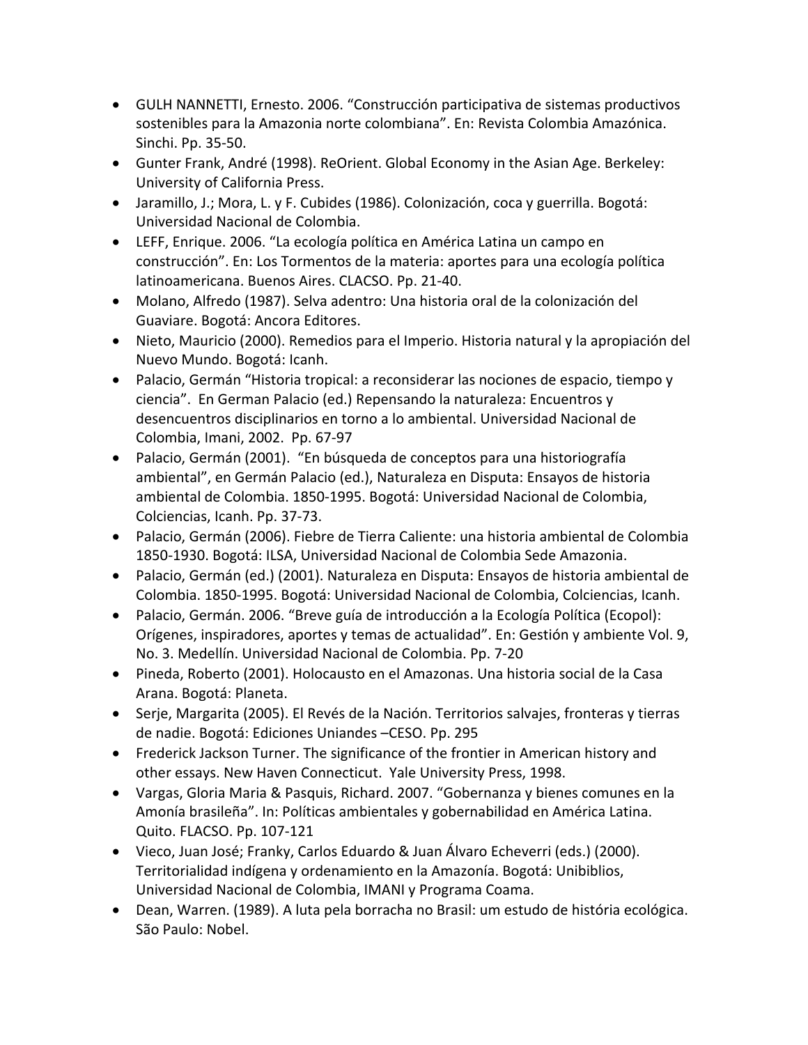- GULH NANNETTI, Ernesto. 2006. "Construcción participativa de sistemas productivos sostenibles para la Amazonia norte colombiana". En: Revista Colombia Amazónica. Sinchi. Pp. 35-50.
- Gunter Frank, André (1998). ReOrient. Global Economy in the Asian Age. Berkeley: University of California Press.
- Jaramillo, J.; Mora, L. y F. Cubides (1986). Colonización, coca y guerrilla. Bogotá: Universidad Nacional de Colombia.
- LEFF, Enrique. 2006. "La ecología política en América Latina un campo en construcción". En: Los Tormentos de la materia: aportes para una ecología política latinoamericana. Buenos Aires. CLACSO. Pp. 21-40.
- Molano, Alfredo (1987). Selva adentro: Una historia oral de la colonización del Guaviare. Bogotá: Ancora Editores.
- Nieto, Mauricio (2000). Remedios para el Imperio. Historia natural y la apropiación del Nuevo Mundo. Bogotá: Icanh.
- Palacio, Germán "Historia tropical: a reconsiderar las nociones de espacio, tiempo y ciencia". En German Palacio (ed.) Repensando la naturaleza: Encuentros y desencuentros disciplinarios en torno a lo ambiental. Universidad Nacional de Colombia, Imani, 2002. Pp. 67-97
- Palacio, Germán (2001). "En búsqueda de conceptos para una historiografía ambiental", en Germán Palacio (ed.), Naturaleza en Disputa: Ensayos de historia ambiental de Colombia. 1850-1995. Bogotá: Universidad Nacional de Colombia, Colciencias, Icanh. Pp. 37-73.
- Palacio, Germán (2006). Fiebre de Tierra Caliente: una historia ambiental de Colombia 1850-1930. Bogotá: ILSA, Universidad Nacional de Colombia Sede Amazonia.
- Palacio, Germán (ed.) (2001). Naturaleza en Disputa: Ensayos de historia ambiental de Colombia. 1850-1995. Bogotá: Universidad Nacional de Colombia, Colciencias, Icanh.
- Palacio, Germán. 2006. "Breve guía de introducción a la Ecología Política (Ecopol): Orígenes, inspiradores, aportes y temas de actualidad". En: Gestión y ambiente Vol. 9, No. 3. Medellín. Universidad Nacional de Colombia. Pp. 7-20
- Pineda, Roberto (2001). Holocausto en el Amazonas. Una historia social de la Casa Arana. Bogotá: Planeta.
- Serje, Margarita (2005). El Revés de la Nación. Territorios salvajes, fronteras y tierras de nadie. Bogotá: Ediciones Uniandes –CESO. Pp. 295
- Frederick Jackson Turner. The significance of the frontier in American history and other essays. New Haven Connecticut. Yale University Press, 1998.
- Vargas, Gloria Maria & Pasquis, Richard. 2007. "Gobernanza y bienes comunes en la Amonía brasileña". In: Políticas ambientales y gobernabilidad en América Latina. Quito. FLACSO. Pp. 107-121
- Vieco, Juan José; Franky, Carlos Eduardo & Juan Álvaro Echeverri (eds.) (2000). Territorialidad indígena y ordenamiento en la Amazonía. Bogotá: Unibiblios, Universidad Nacional de Colombia, IMANI y Programa Coama.
- Dean, Warren. (1989). A luta pela borracha no Brasil: um estudo de história ecológica. São Paulo: Nobel.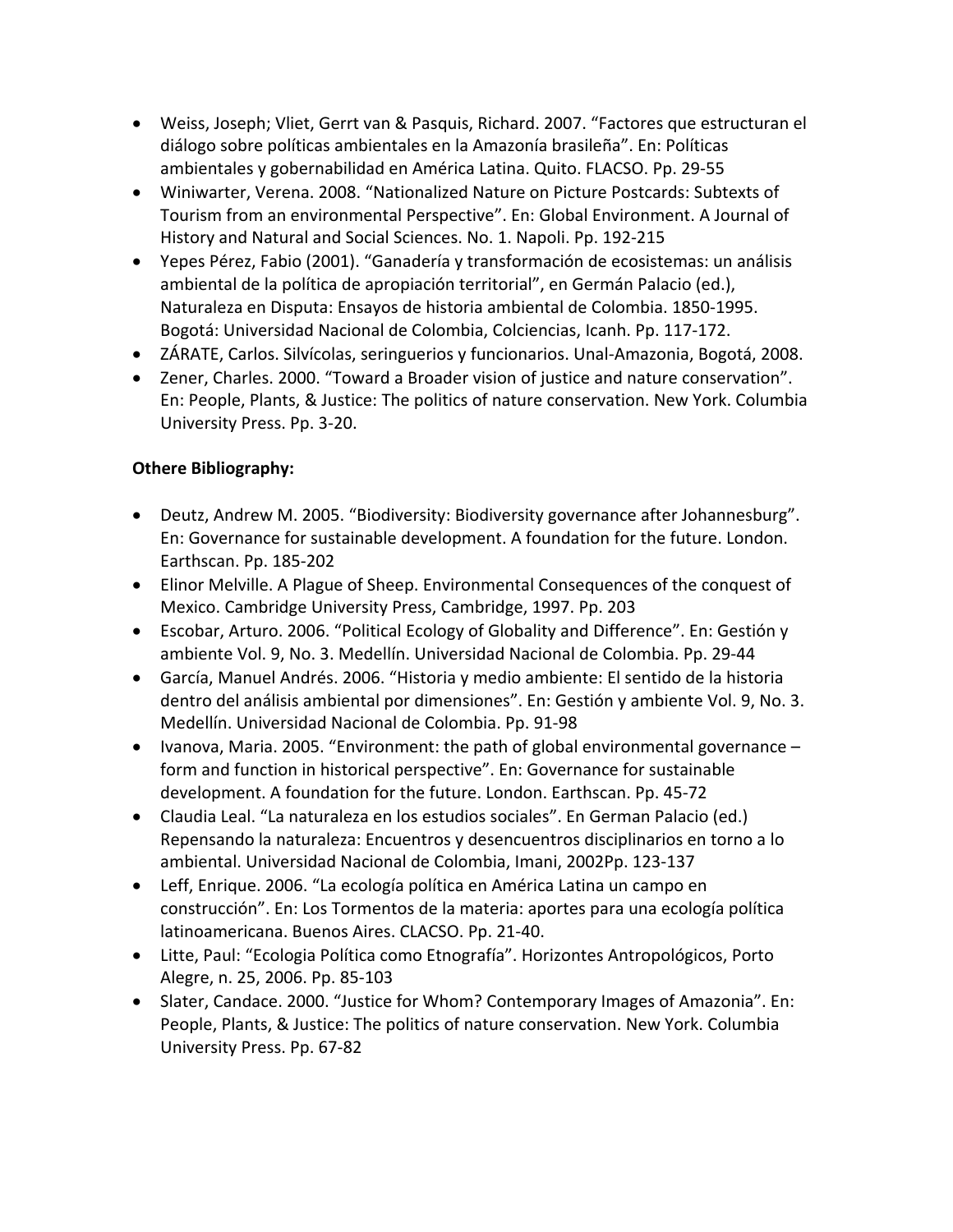- Weiss, Joseph; Vliet, Gerrt van & Pasquis, Richard. 2007. "Factores que estructuran el diálogo sobre políticas ambientales en la Amazonía brasileña". En: Políticas ambientales y gobernabilidad en América Latina. Quito. FLACSO. Pp. 29-55
- Winiwarter, Verena. 2008. "Nationalized Nature on Picture Postcards: Subtexts of Tourism from an environmental Perspective". En: Global Environment. A Journal of History and Natural and Social Sciences. No. 1. Napoli. Pp. 192-215
- Yepes Pérez, Fabio (2001). "Ganadería y transformación de ecosistemas: un análisis ambiental de la política de apropiación territorial", en Germán Palacio (ed.), Naturaleza en Disputa: Ensayos de historia ambiental de Colombia. 1850-1995. Bogotá: Universidad Nacional de Colombia, Colciencias, Icanh. Pp. 117-172.
- ZÁRATE, Carlos. Silvícolas, seringuerios y funcionarios. Unal-Amazonia, Bogotá, 2008.
- Zener, Charles. 2000. "Toward a Broader vision of justice and nature conservation". En: People, Plants, & Justice: The politics of nature conservation. New York. Columbia University Press. Pp. 3-20.

**Othere Bibliography:**

- Deutz, Andrew M. 2005. "Biodiversity: Biodiversity governance after Johannesburg". En: Governance for sustainable development. A foundation for the future. London. Earthscan. Pp. 185-202
- Elinor Melville. A Plague of Sheep. Environmental Consequences of the conquest of Mexico. Cambridge University Press, Cambridge, 1997. Pp. 203
- Escobar, Arturo. 2006. "Political Ecology of Globality and Difference". En: Gestión y ambiente Vol. 9, No. 3. Medellín. Universidad Nacional de Colombia. Pp. 29-44
- García, Manuel Andrés. 2006. "Historia y medio ambiente: El sentido de la historia dentro del análisis ambiental por dimensiones". En: Gestión y ambiente Vol. 9, No. 3. Medellín. Universidad Nacional de Colombia. Pp. 91-98
- Ivanova, Maria. 2005. "Environment: the path of global environmental governance – form and function in historical perspective". En: Governance for sustainable development. A foundation for the future. London. Earthscan. Pp. 45-72
- Claudia Leal. "La naturaleza en los estudios sociales". En German Palacio (ed.) Repensando la naturaleza: Encuentros y desencuentros disciplinarios en torno a lo ambiental. Universidad Nacional de Colombia, Imani, 2002Pp. 123-137
- Leff, Enrique. 2006. "La ecología política en América Latina un campo en construcción". En: Los Tormentos de la materia: aportes para una ecología política latinoamericana. Buenos Aires. CLACSO. Pp. 21-40.
- Litte, Paul: "Ecologia Política como Etnografía". Horizontes Antropológicos, Porto Alegre, n. 25, 2006. Pp. 85-103
- Slater, Candace. 2000. "Justice for Whom? Contemporary Images of Amazonia". En: People, Plants, & Justice: The politics of nature conservation. New York. Columbia University Press. Pp. 67-82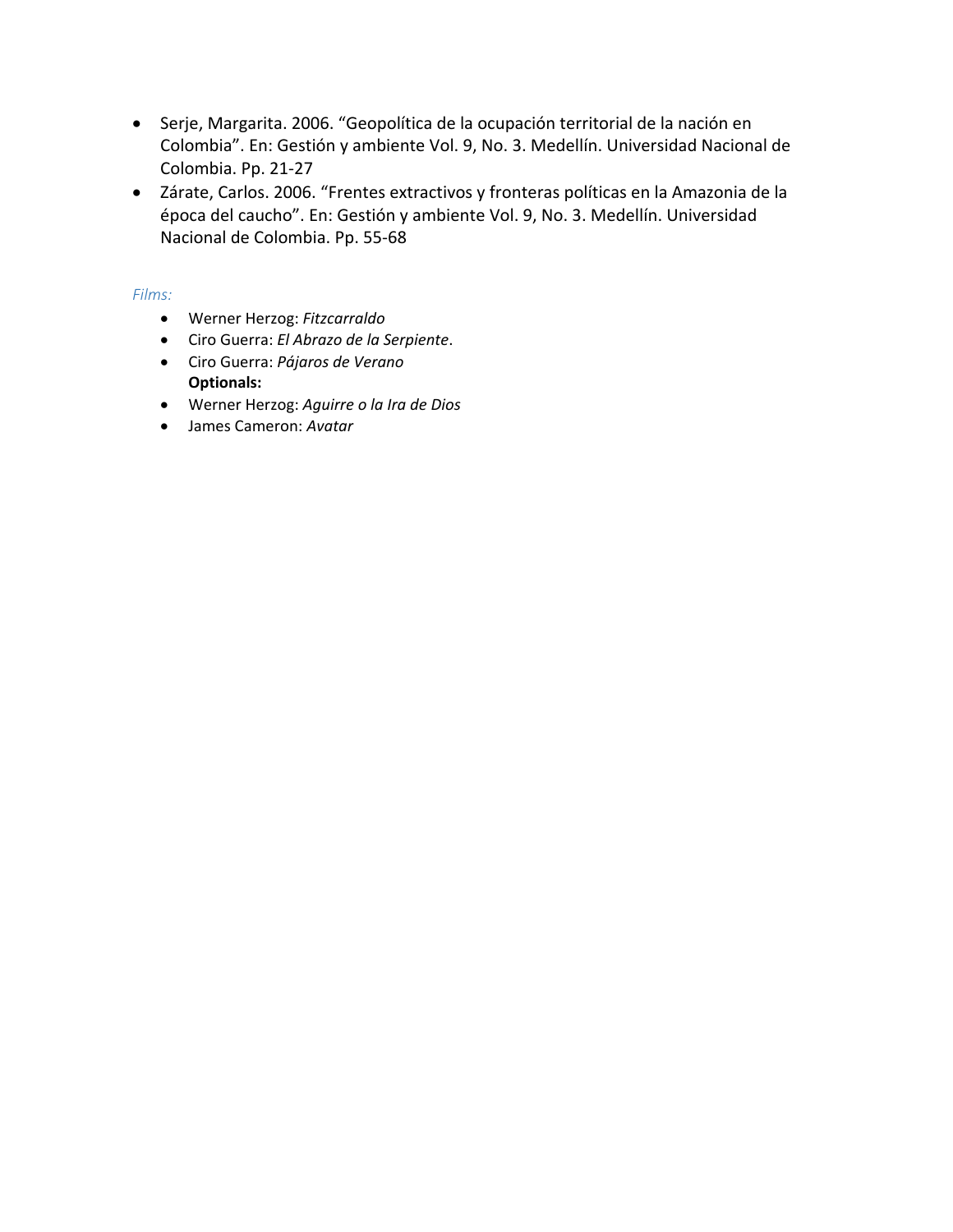- Serje, Margarita. 2006. "Geopolítica de la ocupación territorial de la nación en Colombia". En: Gestión y ambiente Vol. 9, No. 3. Medellín. Universidad Nacional de Colombia. Pp. 21-27
- Zárate, Carlos. 2006. "Frentes extractivos y fronteras políticas en la Amazonia de la época del caucho". En: Gestión y ambiente Vol. 9, No. 3. Medellín. Universidad Nacional de Colombia. Pp. 55-68

*Films:*

- Werner Herzog: *Fitzcarraldo*
- Ciro Guerra: *El Abrazo de la Serpiente*.
- Ciro Guerra: *Pájaros de Verano*

  **Optionals:**
- Werner Herzog: *Aguirre o la Ira de Dios*
- James Cameron: *Avatar*